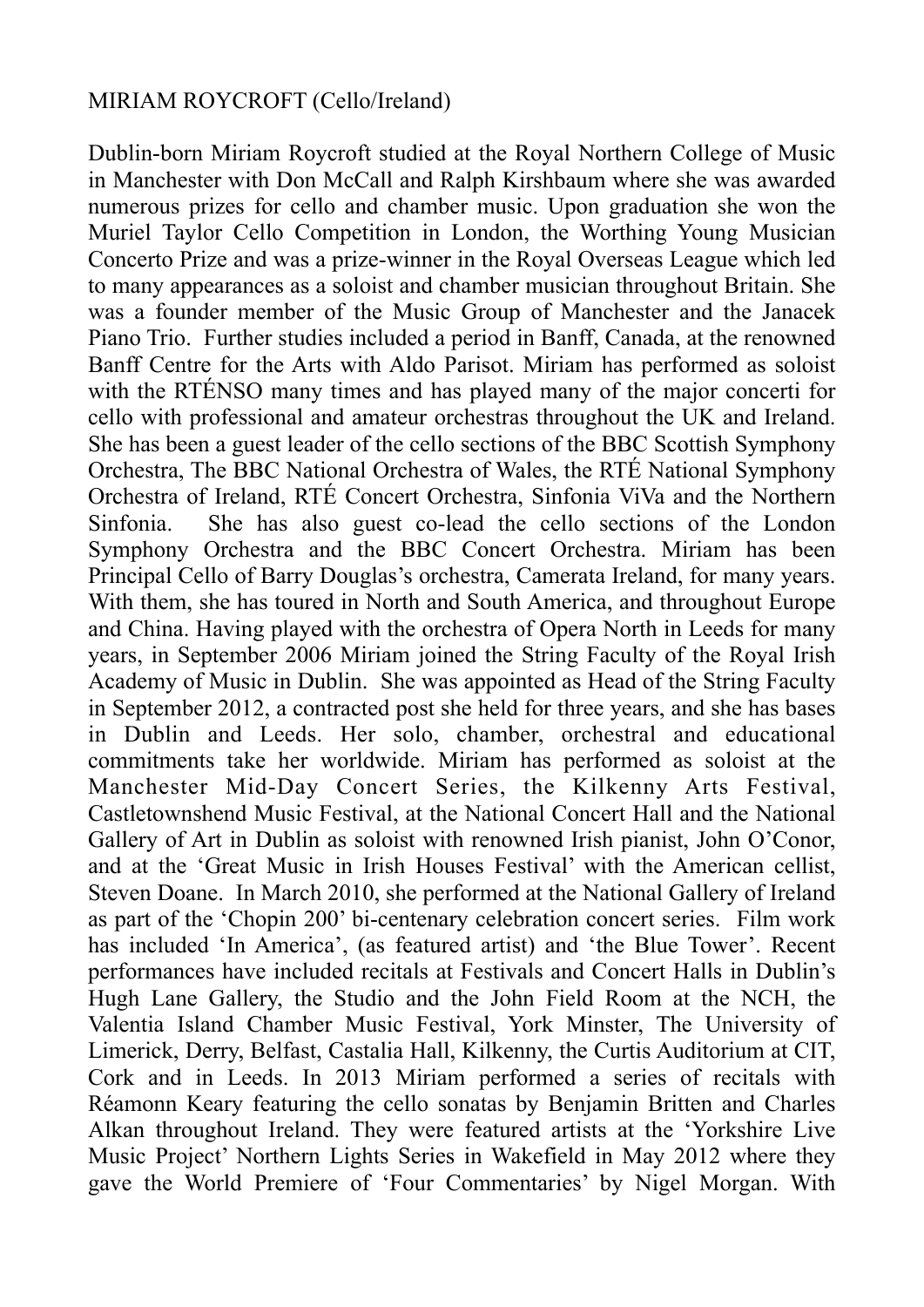MIRIAM ROYCROFT (Cello/Ireland)

Dublin-born Miriam Roycroft studied at the Royal Northern College of Music in Manchester with Don McCall and Ralph Kirshbaum where she was awarded numerous prizes for cello and chamber music. Upon graduation she won the Muriel Taylor Cello Competition in London, the Worthing Young Musician Concerto Prize and was a prize-winner in the Royal Overseas League which led to many appearances as a soloist and chamber musician throughout Britain. She was a founder member of the Music Group of Manchester and the Janacek Piano Trio. Further studies included a period in Banff, Canada, at the renowned Banff Centre for the Arts with Aldo Parisot. Miriam has performed as soloist with the RTÉNSO many times and has played many of the major concerti for cello with professional and amateur orchestras throughout the UK and Ireland. She has been a guest leader of the cello sections of the BBC Scottish Symphony Orchestra, The BBC National Orchestra of Wales, the RTÉ National Symphony Orchestra of Ireland, RTÉ Concert Orchestra, Sinfonia ViVa and the Northern Sinfonia. She has also guest co-lead the cello sections of the London Symphony Orchestra and the BBC Concert Orchestra. Miriam has been Principal Cello of Barry Douglas's orchestra, Camerata Ireland, for many years. With them, she has toured in North and South America, and throughout Europe and China. Having played with the orchestra of Opera North in Leeds for many years, in September 2006 Miriam joined the String Faculty of the Royal Irish Academy of Music in Dublin. She was appointed as Head of the String Faculty in September 2012, a contracted post she held for three years, and she has bases in Dublin and Leeds. Her solo, chamber, orchestral and educational commitments take her worldwide. Miriam has performed as soloist at the Manchester Mid-Day Concert Series, the Kilkenny Arts Festival, Castletownshend Music Festival, at the National Concert Hall and the National Gallery of Art in Dublin as soloist with renowned Irish pianist, John O'Conor, and at the 'Great Music in Irish Houses Festival' with the American cellist, Steven Doane. In March 2010, she performed at the National Gallery of Ireland as part of the 'Chopin 200' bi-centenary celebration concert series. Film work has included 'In America', (as featured artist) and 'the Blue Tower'. Recent performances have included recitals at Festivals and Concert Halls in Dublin's Hugh Lane Gallery, the Studio and the John Field Room at the NCH, the Valentia Island Chamber Music Festival, York Minster, The University of Limerick, Derry, Belfast, Castalia Hall, Kilkenny, the Curtis Auditorium at CIT, Cork and in Leeds. In 2013 Miriam performed a series of recitals with Réamonn Keary featuring the cello sonatas by Benjamin Britten and Charles Alkan throughout Ireland. They were featured artists at the 'Yorkshire Live Music Project' Northern Lights Series in Wakefield in May 2012 where they gave the World Premiere of 'Four Commentaries' by Nigel Morgan. With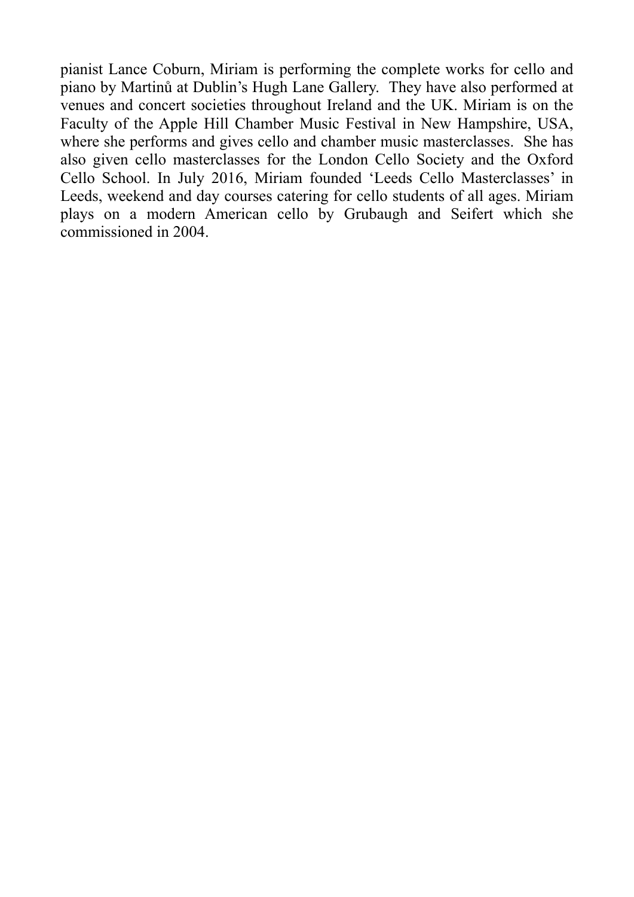pianist Lance Coburn, Miriam is performing the complete works for cello and piano by Martinů at Dublin's Hugh Lane Gallery. They have also performed at venues and concert societies throughout Ireland and the UK. Miriam is on the Faculty of the Apple Hill Chamber Music Festival in New Hampshire, USA, where she performs and gives cello and chamber music masterclasses. She has also given cello masterclasses for the London Cello Society and the Oxford Cello School. In July 2016, Miriam founded 'Leeds Cello Masterclasses' in Leeds, weekend and day courses catering for cello students of all ages. Miriam plays on a modern American cello by Grubaugh and Seifert which she commissioned in 2004.